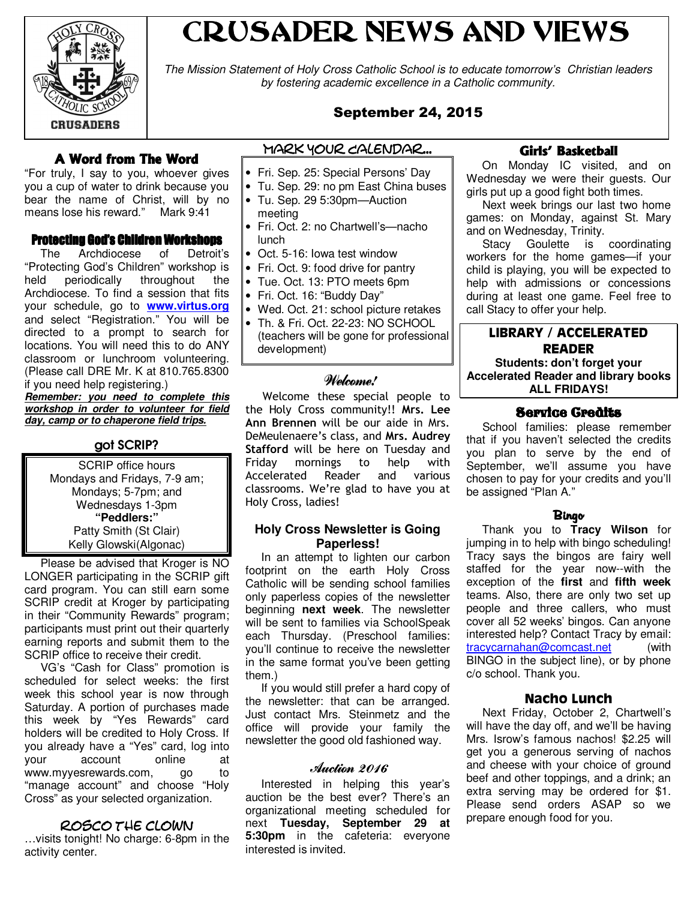# CRUSADER NEWS AND VIEWS

*The Mission Statement of Holy Cross Catholic School is to educate tomorrow's Christian leaders by fostering academic excellence in a Catholic community.*

**September 24, 2015**

## A Word from The Word

"For truly, I say to you, whoever gives you a cup of water to drink because you bear the name of Christ, will by no means lose his reward." Mark 9:41

## Protecting God's Children Workshops

The Archdiocese of Detroit's "Protecting God's Children" workshop is held periodically throughout the Archdiocese. To find a session that fits your schedule, go to **www.virtus.org** and select "Registration." You will be directed to a prompt to search for locations. You will need this to do ANY classroom or lunchroom volunteering. (Please call DRE Mr. K at 810.765.8300 if you need help registering.)

***Remember: you need to complete this workshop in order to volunteer for field day, camp or to chaperone field trips.***

## got SCRIP?

SCRIP office hours
Mondays and Fridays, 7-9 am;
Mondays; 5-7pm; and
Wednesdays 1-3pm
**"Peddlers:"**
Patty Smith (St Clair)
Kelly Glowski(Algonac)

Please be advised that Kroger is NO LONGER participating in the SCRIP gift card program. You can still earn some SCRIP credit at Kroger by participating in their "Community Rewards" program; participants must print out their quarterly earning reports and submit them to the SCRIP office to receive their credit.

VG's "Cash for Class" promotion is scheduled for select weeks: the first week this school year is now through Saturday. A portion of purchases made this week by "Yes Rewards" card holders will be credited to Holy Cross. If you already have a "Yes" card, log into your account online at www.myyesrewards.com, go to "manage account" and choose "Holy Cross" as your selected organization.

## ROSCO THE CLOWN

…visits tonight! No charge: 6-8pm in the activity center.

## MARK YOUR CALENDAR…

- Fri. Sep. 25: Special Persons' Day
- Tu. Sep. 29: no pm East China buses
- Tu. Sep. 29 5:30pm—Auction meeting
- Fri. Oct. 2: no Chartwell's—nacho lunch
- Oct. 5-16: Iowa test window
- Fri. Oct. 9: food drive for pantry
- Tue. Oct. 13: PTO meets 6pm
- Fri. Oct. 16: "Buddy Day"
- Wed. Oct. 21: school picture retakes
- Th. & Fri. Oct. 22-23: NO SCHOOL (teachers will be gone for professional development)

## *Welcome!*

Welcome these special people to the Holy Cross community!! **Mrs. Lee Ann Brennen** will be our aide in Mrs. DeMeulenaere's class, and **Mrs. Audrey Stafford** will be here on Tuesday and Friday mornings to help with Accelerated Reader and various classrooms. We're glad to have you at Holy Cross, ladies!

## Holy Cross Newsletter is Going Paperless!

In an attempt to lighten our carbon footprint on the earth Holy Cross Catholic will be sending school families only paperless copies of the newsletter beginning **next week**. The newsletter will be sent to families via SchoolSpeak each Thursday. (Preschool families: you'll continue to receive the newsletter in the same format you've been getting them.)

If you would still prefer a hard copy of the newsletter: that can be arranged. Just contact Mrs. Steinmetz and the office will provide your family the newsletter the good old fashioned way.

## *Auction 2016*

Interested in helping this year's auction be the best ever? There's an organizational meeting scheduled for next **Tuesday, September 29 at 5:30pm** in the cafeteria: everyone interested is invited.

## Girls' Basketball

On Monday IC visited, and on Wednesday we were their guests. Our girls put up a good fight both times.

Next week brings our last two home games: on Monday, against St. Mary and on Wednesday, Trinity.

Stacy Goulette is coordinating workers for the home games—if your child is playing, you will be expected to help with admissions or concessions during at least one game. Feel free to call Stacy to offer your help.

## LIBRARY / ACCELERATED READER

**Students: don't forget your Accelerated Reader and library books ALL FRIDAYS!**

## Service Credits

School families: please remember that if you haven't selected the credits you plan to serve by the end of September, we'll assume you have chosen to pay for your credits and you'll be assigned "Plan A."

## Bingo

Thank you to **Tracy Wilson** for jumping in to help with bingo scheduling! Tracy says the bingos are fairy well staffed for the year now--with the exception of the **first** and **fifth week** teams. Also, there are only two set up people and three callers, who must cover all 52 weeks' bingos. Can anyone interested help? Contact Tracy by email: tracycarnahan@comcast.net (with BINGO in the subject line), or by phone c/o school. Thank you.

## Nacho Lunch

Next Friday, October 2, Chartwell's will have the day off, and we'll be having Mrs. Isrow's famous nachos! $2.25 will get you a generous serving of nachos and cheese with your choice of ground beef and other toppings, and a drink; an extra serving may be ordered for $1. Please send orders ASAP so we prepare enough food for you.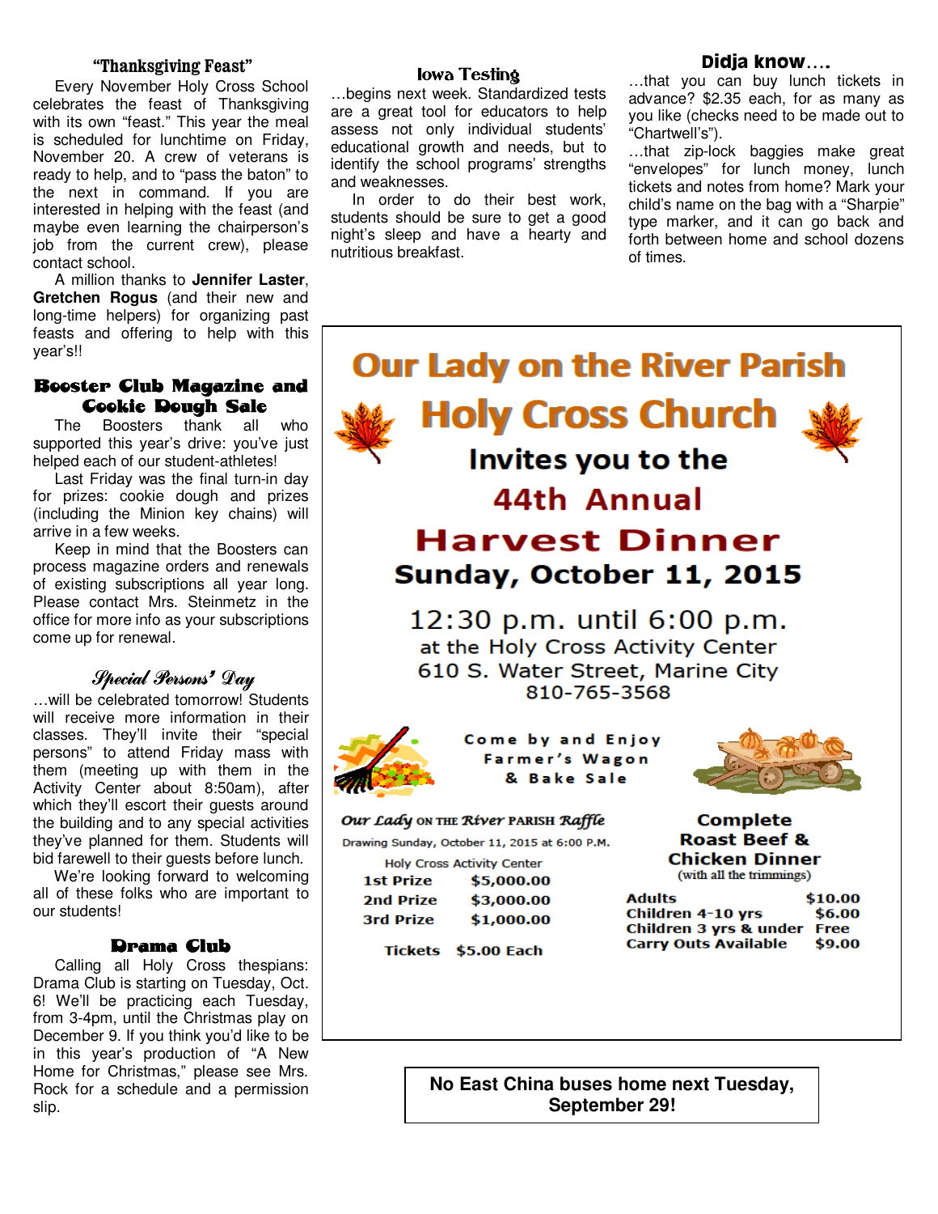### "Thanksgiving Feast"

Every November Holy Cross School celebrates the feast of Thanksgiving with its own "feast." This year the meal is scheduled for lunchtime on Friday, November 20. A crew of veterans is ready to help, and to "pass the baton" to the next in command. If you are interested in helping with the feast (and maybe even learning the chairperson's job from the current crew), please contact school.

A million thanks to **Jennifer Laster**, **Gretchen Rogus** (and their new and long-time helpers) for organizing past feasts and offering to help with this year's!!

### Booster Club Magazine and Cookie Dough Sale

The Boosters thank all who supported this year's drive: you've just helped each of our student-athletes!

Last Friday was the final turn-in day for prizes: cookie dough and prizes (including the Minion key chains) will arrive in a few weeks.

Keep in mind that the Boosters can process magazine orders and renewals of existing subscriptions all year long. Please contact Mrs. Steinmetz in the office for more info as your subscriptions come up for renewal.

### *Special Persons' Day*

…will be celebrated tomorrow! Students will receive more information in their classes. They'll invite their "special persons" to attend Friday mass with them (meeting up with them in the Activity Center about 8:50am), after which they'll escort their guests around the building and to any special activities they've planned for them. Students will bid farewell to their guests before lunch.

We're looking forward to welcoming all of these folks who are important to our students!

### Drama Club

Calling all Holy Cross thespians: Drama Club is starting on Tuesday, Oct. 6! We'll be practicing each Tuesday, from 3-4pm, until the Christmas play on December 9. If you think you'd like to be in this year's production of "A New Home for Christmas," please see Mrs. Rock for a schedule and a permission slip.

### Iowa Testing

…begins next week. Standardized tests are a great tool for educators to help assess not only individual students' educational growth and needs, but to identify the school programs' strengths and weaknesses.

In order to do their best work, students should be sure to get a good night's sleep and have a hearty and nutritious breakfast.

### Didja know….

…that you can buy lunch tickets in advance? $2.35 each, for as many as you like (checks need to be made out to "Chartwell's").

…that zip-lock baggies make great "envelopes" for lunch money, lunch tickets and notes from home? Mark your child's name on the bag with a "Sharpie" type marker, and it can go back and forth between home and school dozens of times.

## Our Lady on the River Parish
## Holy Cross Church

Invites you to the

**44th Annual**

## Harvest Dinner

**Sunday, October 11, 2015**

12:30 p.m. until 6:00 p.m.
at the Holy Cross Activity Center
610 S. Water Street, Marine City
810-765-3568

Come by and Enjoy
Farmer's Wagon
& Bake Sale

**Our Lady on the River Parish Raffle**
Drawing Sunday, October 11, 2015 at 6:00 P.M.
Holy Cross Activity Center

| | |
|---|---|
| 1st Prize | $5,000.00 |
| 2nd Prize | $3,000.00 |
| 3rd Prize | $1,000.00 |

Tickets $5.00 Each

**Complete Roast Beef & Chicken Dinner**
(with all the trimmings)

| | |
|---|---|
| Adults | $10.00 |
| Children 4-10 yrs | $6.00 |
| Children 3 yrs & under | Free |
| Carry Outs Available | $9.00 |

**No East China buses home next Tuesday, September 29!**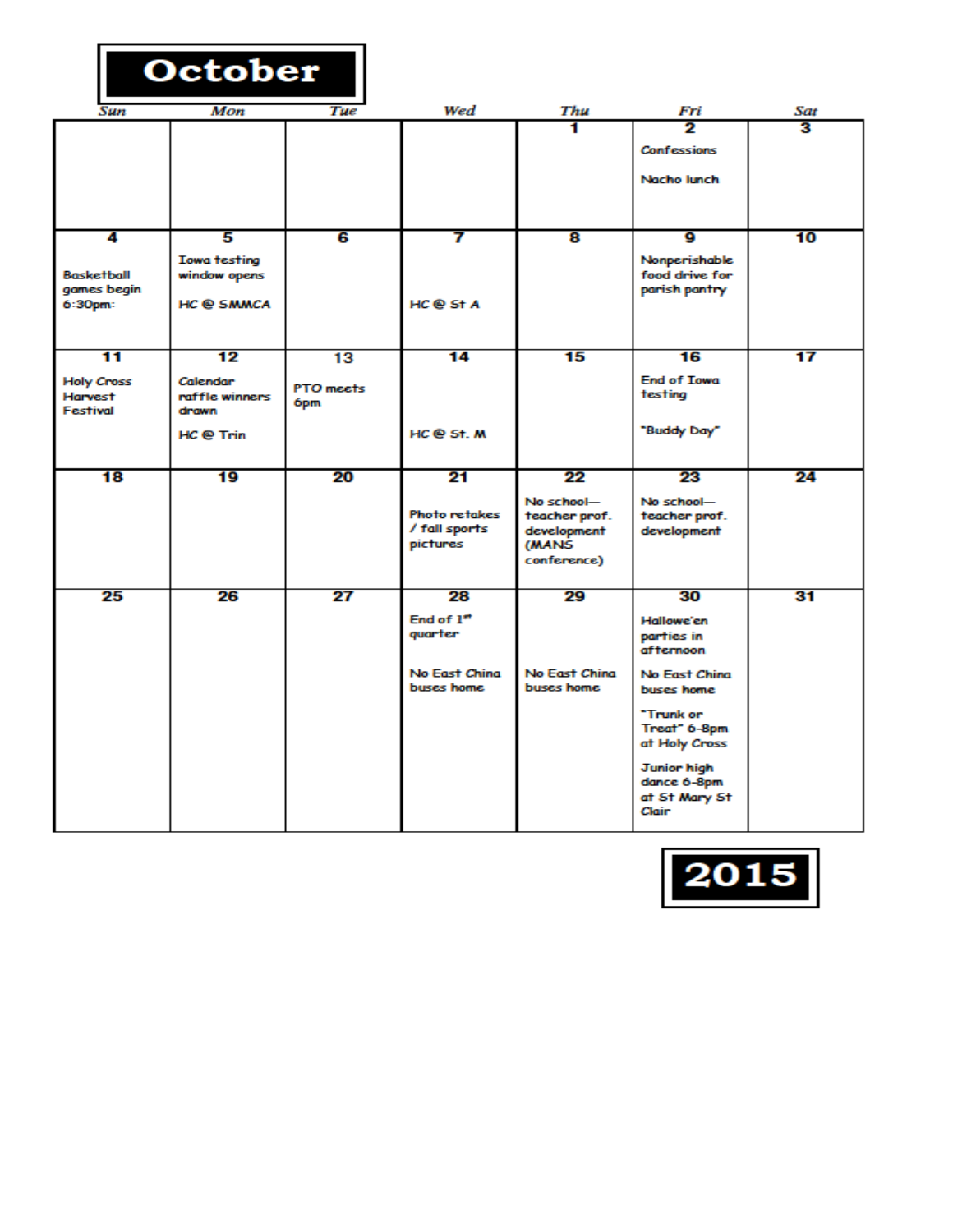# October

| Sun | Mon | Tue | Wed | Thu | Fri | Sat |
| --- | --- | --- | --- | --- | --- | --- |
| | | | | 1 | 2<br>Confessions<br>Nacho lunch | 3 |
| 4<br>Basketball games begin 6:30pm: | 5<br>Iowa testing window opens<br>HC @ SMMCA | 6 | 7<br>HC @ St A | 8 | 9<br>Nonperishable food drive for parish pantry | 10 |
| 11<br>Holy Cross Harvest Festival | 12<br>Calendar raffle winners drawn<br>HC @ Trin | 13<br>PTO meets 6pm | 14<br>HC @ St. M | 15 | 16<br>End of Iowa testing<br>"Buddy Day" | 17 |
| 18 | 19 | 20 | 21<br>Photo retakes / fall sports pictures | 22<br>No school—teacher prof. development (MANS conference) | 23<br>No school—teacher prof. development | 24 |
| 25 | 26 | 27 | 28<br>End of 1st quarter<br>No East China buses home | 29<br>No East China buses home | 30<br>Hallowe'en parties in afternoon<br>No East China buses home<br>"Trunk or Treat" 6-8pm at Holy Cross<br>Junior high dance 6-8pm at St Mary St Clair | 31 |

2015